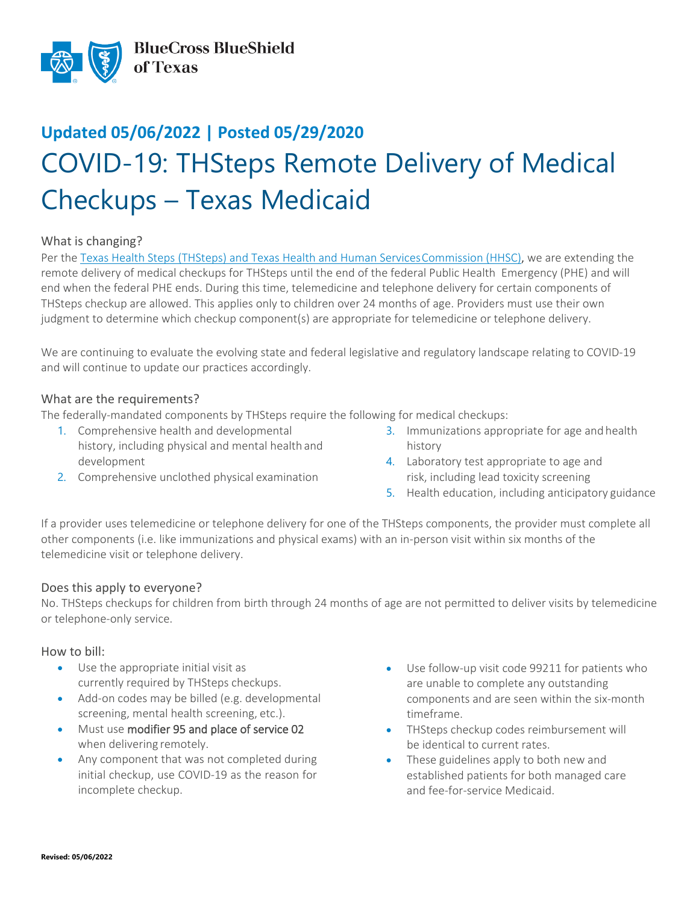BlueCross BlueShield of Texas

**Updated 05/06/2022 | Posted 05/29/2020**

# COVID-19: THSteps Remote Delivery of Medical Checkups – Texas Medicaid

## What is changing?

Per the [Texas Health Steps (THSteps) and Texas Health and Human Services Commission (HHSC)](), we are extending the remote delivery of medical checkups for THSteps until the end of the federal Public Health Emergency (PHE) and will end when the federal PHE ends. During this time, telemedicine and telephone delivery for certain components of THSteps checkup are allowed. This applies only to children over 24 months of age. Providers must use their own judgment to determine which checkup component(s) are appropriate for telemedicine or telephone delivery.

We are continuing to evaluate the evolving state and federal legislative and regulatory landscape relating to COVID-19 and will continue to update our practices accordingly.

## What are the requirements?

The federally-mandated components by THSteps require the following for medical checkups:

1. Comprehensive health and developmental history, including physical and mental health and development
2. Comprehensive unclothed physical examination
3. Immunizations appropriate for age and health history
4. Laboratory test appropriate to age and risk, including lead toxicity screening
5. Health education, including anticipatory guidance

If a provider uses telemedicine or telephone delivery for one of the THSteps components, the provider must complete all other components (i.e. like immunizations and physical exams) with an in-person visit within six months of the telemedicine visit or telephone delivery.

## Does this apply to everyone?

No. THSteps checkups for children from birth through 24 months of age are not permitted to deliver visits by telemedicine or telephone-only service.

## How to bill:

- Use the appropriate initial visit as currently required by THSteps checkups.
- Add-on codes may be billed (e.g. developmental screening, mental health screening, etc.).
- Must use modifier 95 and place of service 02 when delivering remotely.
- Any component that was not completed during initial checkup, use COVID-19 as the reason for incomplete checkup.
- Use follow-up visit code 99211 for patients who are unable to complete any outstanding components and are seen within the six-month timeframe.
- THSteps checkup codes reimbursement will be identical to current rates.
- These guidelines apply to both new and established patients for both managed care and fee-for-service Medicaid.

**Revised: 05/06/2022**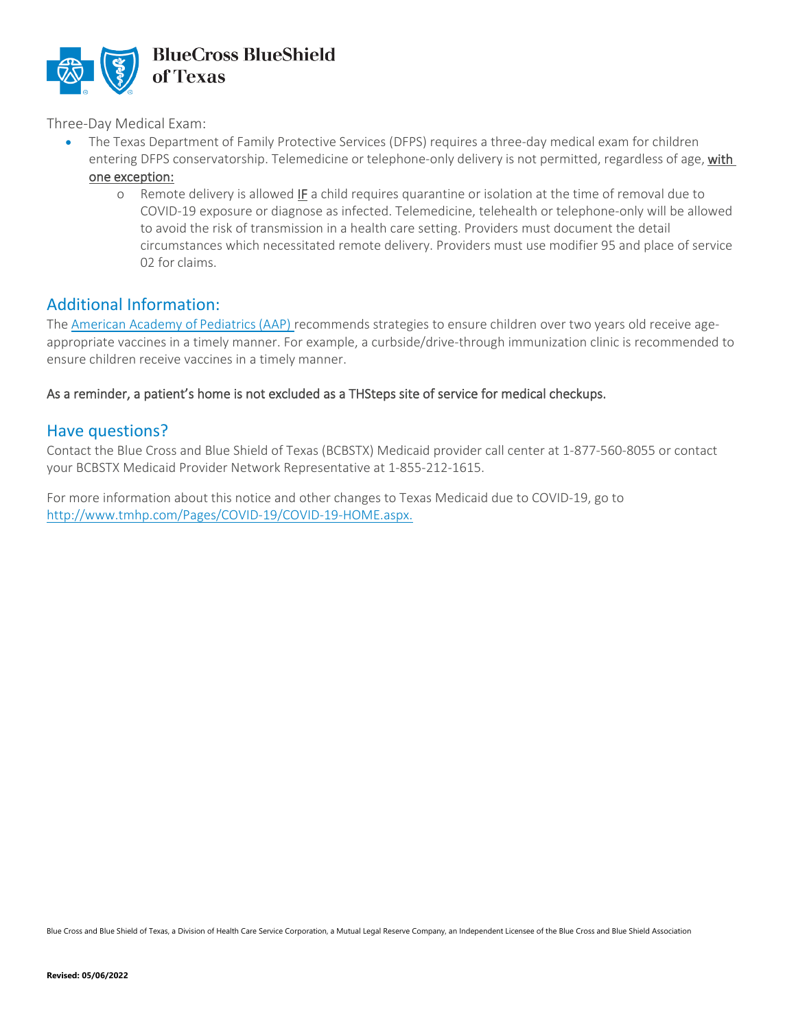Three-Day Medical Exam:

- The Texas Department of Family Protective Services (DFPS) requires a three-day medical exam for children entering DFPS conservatorship. Telemedicine or telephone-only delivery is not permitted, regardless of age, with one exception:
  - Remote delivery is allowed IF a child requires quarantine or isolation at the time of removal due to COVID-19 exposure or diagnose as infected. Telemedicine, telehealth or telephone-only will be allowed to avoid the risk of transmission in a health care setting. Providers must document the detail circumstances which necessitated remote delivery. Providers must use modifier 95 and place of service 02 for claims.

## Additional Information:

The American Academy of Pediatrics (AAP) recommends strategies to ensure children over two years old receive age-appropriate vaccines in a timely manner. For example, a curbside/drive-through immunization clinic is recommended to ensure children receive vaccines in a timely manner.

**As a reminder, a patient's home is not excluded as a THSteps site of service for medical checkups.**

## Have questions?

Contact the Blue Cross and Blue Shield of Texas (BCBSTX) Medicaid provider call center at 1-877-560-8055 or contact your BCBSTX Medicaid Provider Network Representative at 1-855-212-1615.

For more information about this notice and other changes to Texas Medicaid due to COVID-19, go to http://www.tmhp.com/Pages/COVID-19/COVID-19-HOME.aspx.

Blue Cross and Blue Shield of Texas, a Division of Health Care Service Corporation, a Mutual Legal Reserve Company, an Independent Licensee of the Blue Cross and Blue Shield Association

**Revised: 05/06/2022**